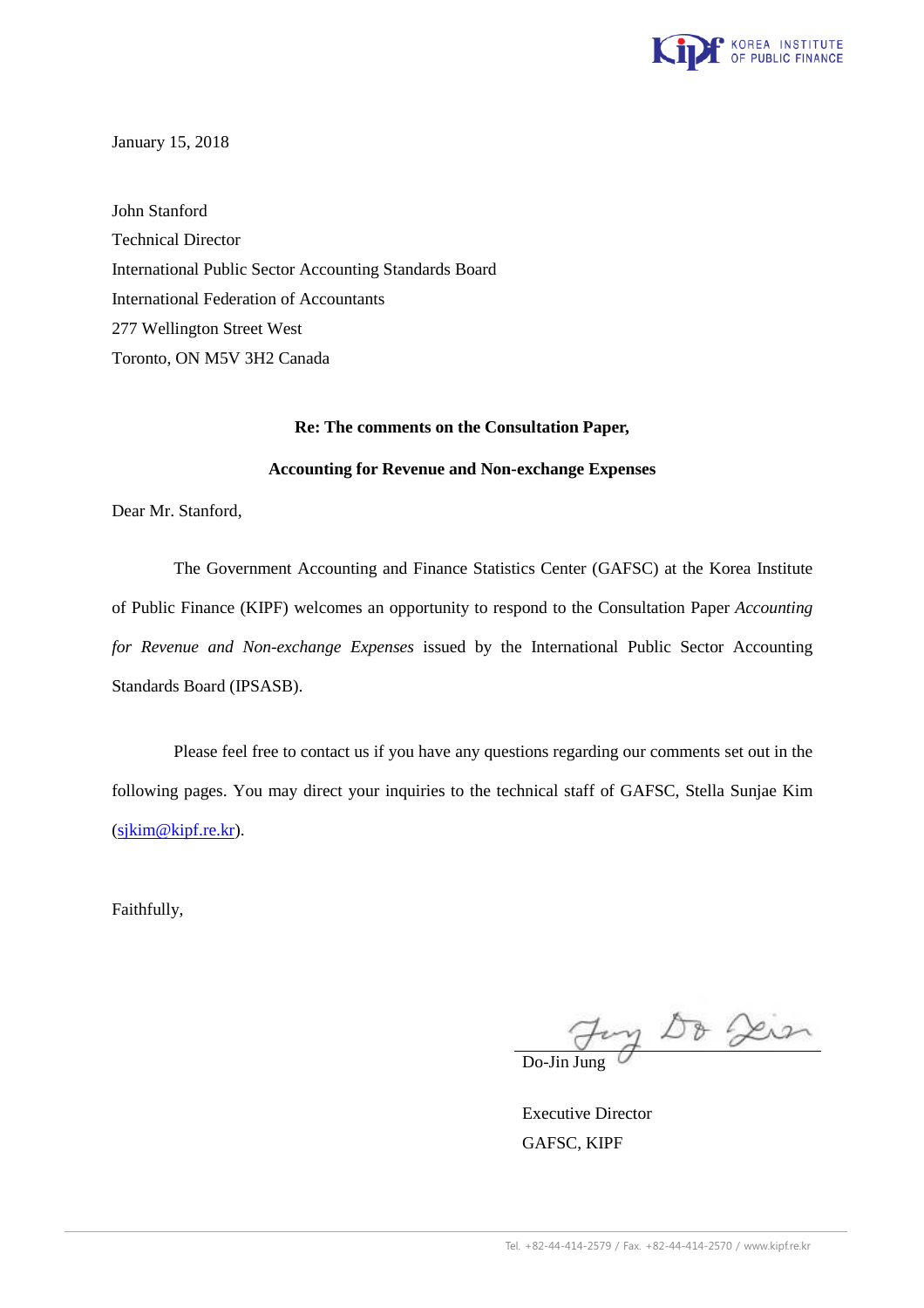January 15, 2018

John Stanford
Technical Director
International Public Sector Accounting Standards Board
International Federation of Accountants
277 Wellington Street West
Toronto, ON M5V 3H2 Canada

**Re: The comments on the Consultation Paper,**

**Accounting for Revenue and Non-exchange Expenses**

Dear Mr. Stanford,

The Government Accounting and Finance Statistics Center (GAFSC) at the Korea Institute of Public Finance (KIPF) welcomes an opportunity to respond to the Consultation Paper *Accounting for Revenue and Non-exchange Expenses* issued by the International Public Sector Accounting Standards Board (IPSASB).

Please feel free to contact us if you have any questions regarding our comments set out in the following pages. You may direct your inquiries to the technical staff of GAFSC, Stella Sunjae Kim (sjkim@kipf.re.kr).

Faithfully,

Do-Jin Jung

Executive Director
GAFSC, KIPF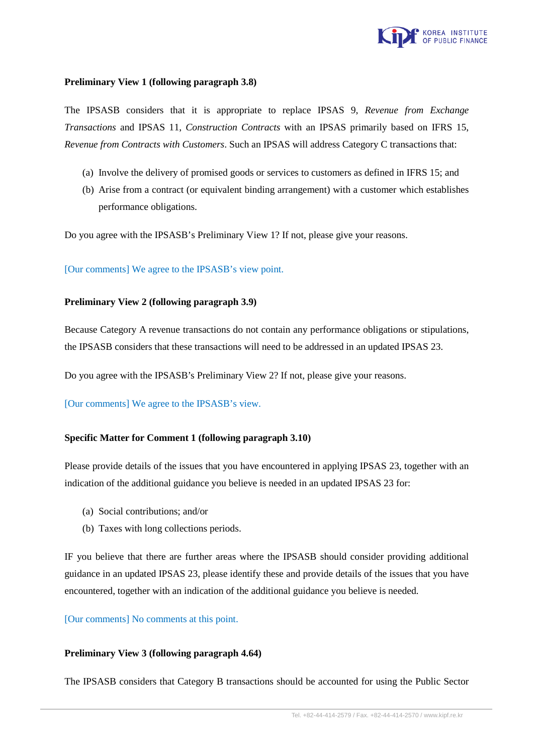**Preliminary View 1 (following paragraph 3.8)**

The IPSASB considers that it is appropriate to replace IPSAS 9, *Revenue from Exchange Transactions* and IPSAS 11, *Construction Contracts* with an IPSAS primarily based on IFRS 15, *Revenue from Contracts with Customers*. Such an IPSAS will address Category C transactions that:

(a) Involve the delivery of promised goods or services to customers as defined in IFRS 15; and
(b) Arise from a contract (or equivalent binding arrangement) with a customer which establishes performance obligations.

Do you agree with the IPSASB's Preliminary View 1? If not, please give your reasons.

[Our comments] We agree to the IPSASB's view point.

**Preliminary View 2 (following paragraph 3.9)**

Because Category A revenue transactions do not contain any performance obligations or stipulations, the IPSASB considers that these transactions will need to be addressed in an updated IPSAS 23.

Do you agree with the IPSASB's Preliminary View 2? If not, please give your reasons.

[Our comments] We agree to the IPSASB's view.

**Specific Matter for Comment 1 (following paragraph 3.10)**

Please provide details of the issues that you have encountered in applying IPSAS 23, together with an indication of the additional guidance you believe is needed in an updated IPSAS 23 for:

(a) Social contributions; and/or
(b) Taxes with long collections periods.

IF you believe that there are further areas where the IPSASB should consider providing additional guidance in an updated IPSAS 23, please identify these and provide details of the issues that you have encountered, together with an indication of the additional guidance you believe is needed.

[Our comments] No comments at this point.

**Preliminary View 3 (following paragraph 4.64)**

The IPSASB considers that Category B transactions should be accounted for using the Public Sector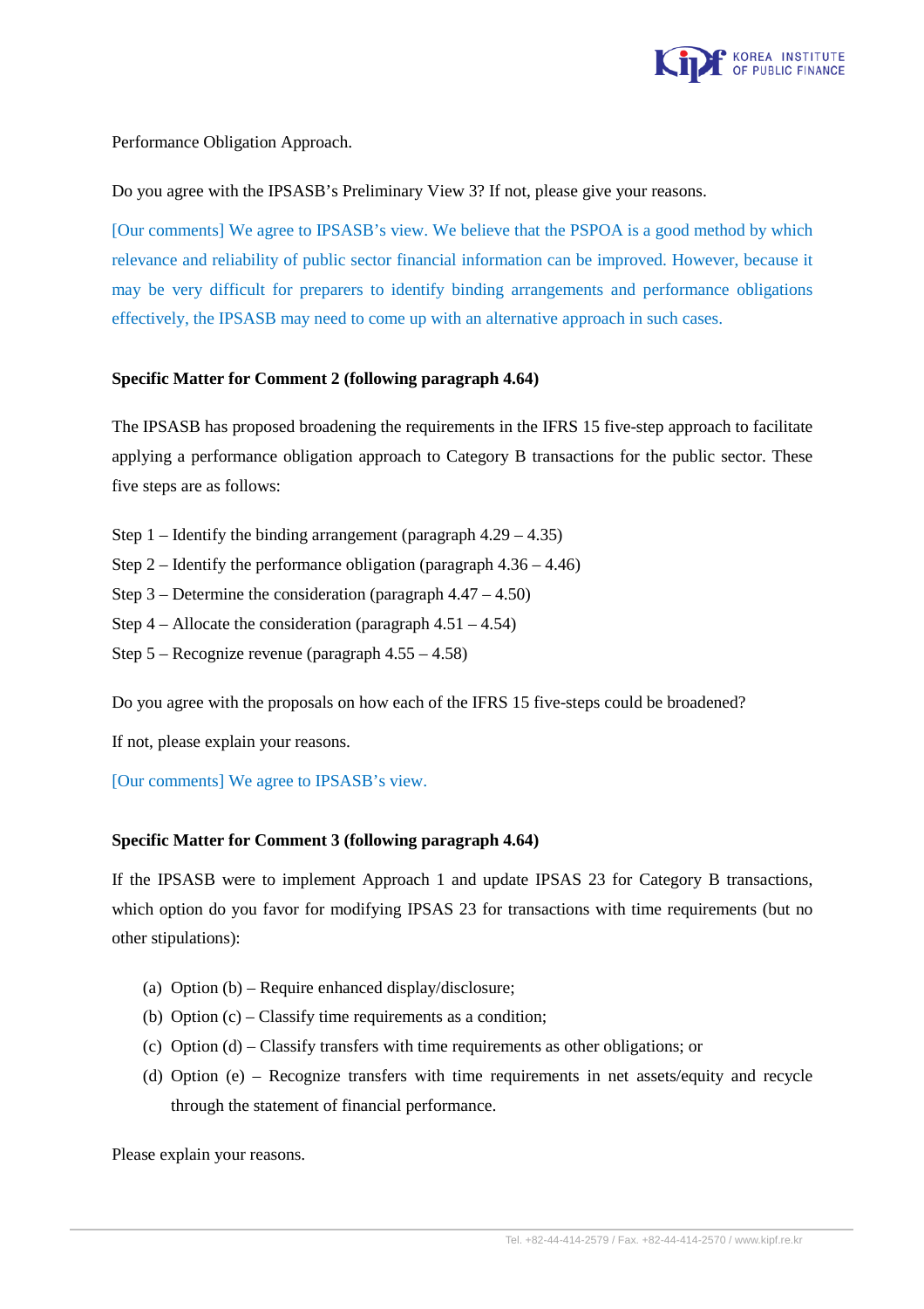Performance Obligation Approach.

Do you agree with the IPSASB's Preliminary View 3? If not, please give your reasons.

[Our comments] We agree to IPSASB's view. We believe that the PSPOA is a good method by which relevance and reliability of public sector financial information can be improved. However, because it may be very difficult for preparers to identify binding arrangements and performance obligations effectively, the IPSASB may need to come up with an alternative approach in such cases.

**Specific Matter for Comment 2 (following paragraph 4.64)**

The IPSASB has proposed broadening the requirements in the IFRS 15 five-step approach to facilitate applying a performance obligation approach to Category B transactions for the public sector. These five steps are as follows:

Step 1 – Identify the binding arrangement (paragraph 4.29 – 4.35)
Step 2 – Identify the performance obligation (paragraph 4.36 – 4.46)
Step 3 – Determine the consideration (paragraph 4.47 – 4.50)
Step 4 – Allocate the consideration (paragraph 4.51 – 4.54)
Step 5 – Recognize revenue (paragraph 4.55 – 4.58)

Do you agree with the proposals on how each of the IFRS 15 five-steps could be broadened?

If not, please explain your reasons.

[Our comments] We agree to IPSASB's view.

**Specific Matter for Comment 3 (following paragraph 4.64)**

If the IPSASB were to implement Approach 1 and update IPSAS 23 for Category B transactions, which option do you favor for modifying IPSAS 23 for transactions with time requirements (but no other stipulations):

(a) Option (b) – Require enhanced display/disclosure;
(b) Option (c) – Classify time requirements as a condition;
(c) Option (d) – Classify transfers with time requirements as other obligations; or
(d) Option (e) – Recognize transfers with time requirements in net assets/equity and recycle through the statement of financial performance.

Please explain your reasons.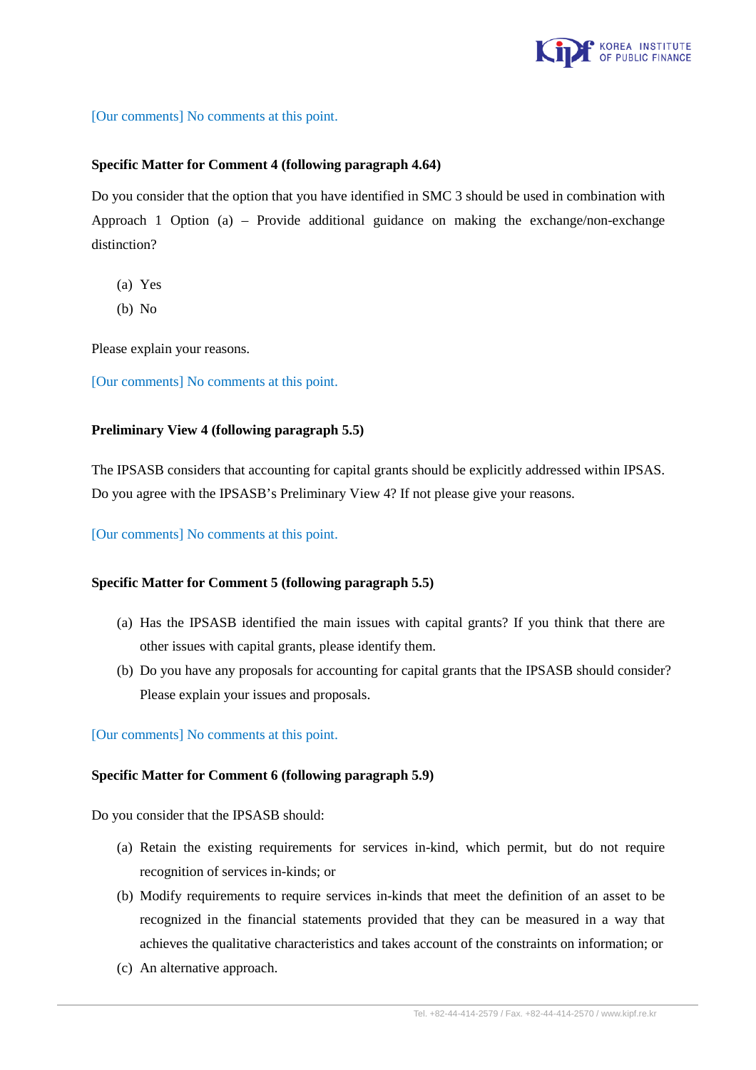[Our comments] No comments at this point.

**Specific Matter for Comment 4 (following paragraph 4.64)**

Do you consider that the option that you have identified in SMC 3 should be used in combination with Approach 1 Option (a) – Provide additional guidance on making the exchange/non-exchange distinction?

(a) Yes
(b) No

Please explain your reasons.

[Our comments] No comments at this point.

**Preliminary View 4 (following paragraph 5.5)**

The IPSASB considers that accounting for capital grants should be explicitly addressed within IPSAS. Do you agree with the IPSASB's Preliminary View 4? If not please give your reasons.

[Our comments] No comments at this point.

**Specific Matter for Comment 5 (following paragraph 5.5)**

(a) Has the IPSASB identified the main issues with capital grants? If you think that there are other issues with capital grants, please identify them.
(b) Do you have any proposals for accounting for capital grants that the IPSASB should consider? Please explain your issues and proposals.

[Our comments] No comments at this point.

**Specific Matter for Comment 6 (following paragraph 5.9)**

Do you consider that the IPSASB should:

(a) Retain the existing requirements for services in-kind, which permit, but do not require recognition of services in-kinds; or
(b) Modify requirements to require services in-kinds that meet the definition of an asset to be recognized in the financial statements provided that they can be measured in a way that achieves the qualitative characteristics and takes account of the constraints on information; or
(c) An alternative approach.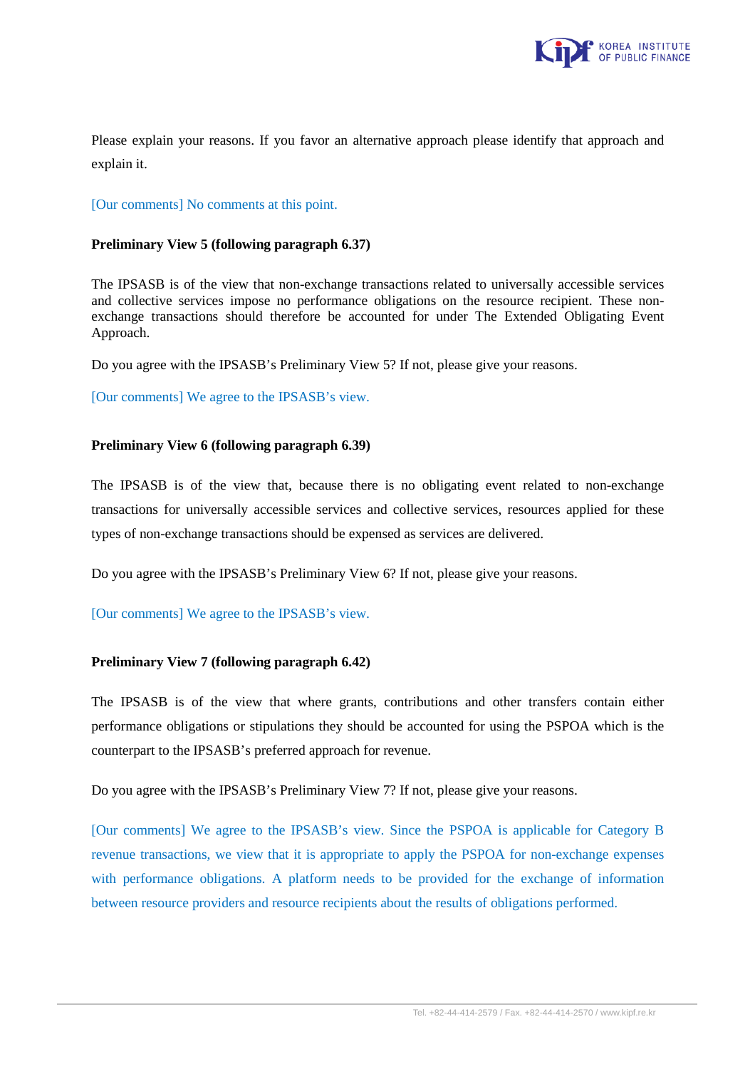Please explain your reasons. If you favor an alternative approach please identify that approach and explain it.

[Our comments] No comments at this point.

**Preliminary View 5 (following paragraph 6.37)**

The IPSASB is of the view that non-exchange transactions related to universally accessible services and collective services impose no performance obligations on the resource recipient. These non-exchange transactions should therefore be accounted for under The Extended Obligating Event Approach.

Do you agree with the IPSASB's Preliminary View 5? If not, please give your reasons.

[Our comments] We agree to the IPSASB's view.

**Preliminary View 6 (following paragraph 6.39)**

The IPSASB is of the view that, because there is no obligating event related to non-exchange transactions for universally accessible services and collective services, resources applied for these types of non-exchange transactions should be expensed as services are delivered.

Do you agree with the IPSASB's Preliminary View 6? If not, please give your reasons.

[Our comments] We agree to the IPSASB's view.

**Preliminary View 7 (following paragraph 6.42)**

The IPSASB is of the view that where grants, contributions and other transfers contain either performance obligations or stipulations they should be accounted for using the PSPOA which is the counterpart to the IPSASB's preferred approach for revenue.

Do you agree with the IPSASB's Preliminary View 7? If not, please give your reasons.

[Our comments] We agree to the IPSASB's view. Since the PSPOA is applicable for Category B revenue transactions, we view that it is appropriate to apply the PSPOA for non-exchange expenses with performance obligations. A platform needs to be provided for the exchange of information between resource providers and resource recipients about the results of obligations performed.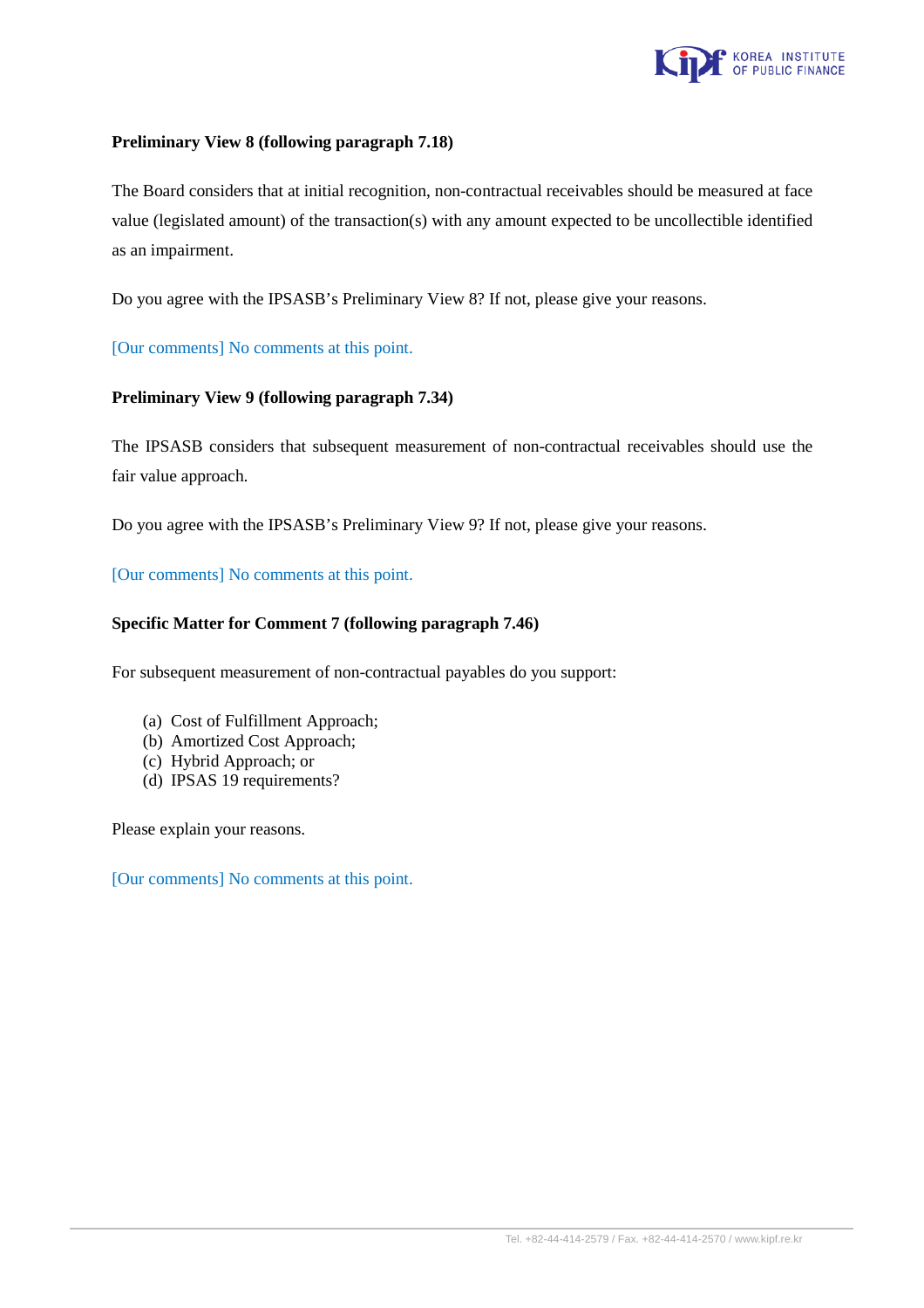**Preliminary View 8 (following paragraph 7.18)**

The Board considers that at initial recognition, non-contractual receivables should be measured at face value (legislated amount) of the transaction(s) with any amount expected to be uncollectible identified as an impairment.

Do you agree with the IPSASB's Preliminary View 8? If not, please give your reasons.

[Our comments] No comments at this point.

**Preliminary View 9 (following paragraph 7.34)**

The IPSASB considers that subsequent measurement of non-contractual receivables should use the fair value approach.

Do you agree with the IPSASB's Preliminary View 9? If not, please give your reasons.

[Our comments] No comments at this point.

**Specific Matter for Comment 7 (following paragraph 7.46)**

For subsequent measurement of non-contractual payables do you support:

(a) Cost of Fulfillment Approach;
(b) Amortized Cost Approach;
(c) Hybrid Approach; or
(d) IPSAS 19 requirements?

Please explain your reasons.

[Our comments] No comments at this point.